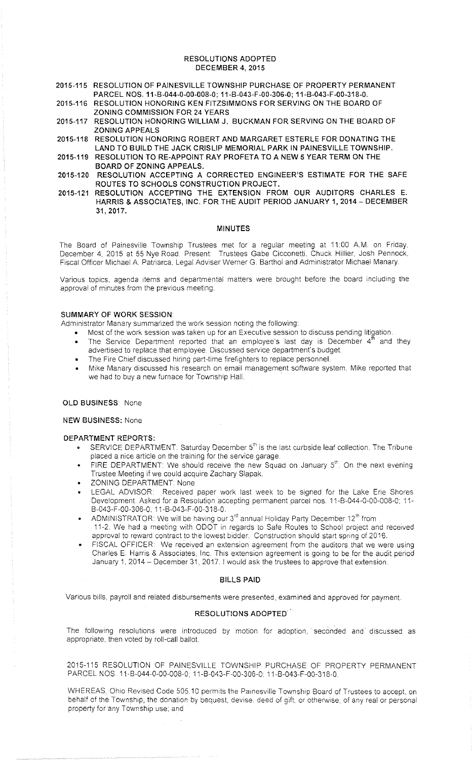# RESOLUTIONS ADOPTED
## DECEMBER 4, 2015

**2015-115** **RESOLUTION OF PAINESVILLE TOWNSHIP PURCHASE OF PROPERTY PERMANENT PARCEL NOS. 11-B-044-0-00-008-0; 11-B-043-F-00-306-0; 11-B-043-F-00-318-0.**

**2015-116** **RESOLUTION HONORING KEN FITZSIMMONS FOR SERVING ON THE BOARD OF ZONING COMMISSION FOR 24 YEARS**

**2015-117** **RESOLUTION HONORING WILLIAM J. BUCKMAN FOR SERVING ON THE BOARD OF ZONING APPEALS**

**2015-118** **RESOLUTION HONORING ROBERT AND MARGARET ESTERLE FOR DONATING THE LAND TO BUILD THE JACK CRISLIP MEMORIAL PARK IN PAINESVILLE TOWNSHIP.**

**2015-119** **RESOLUTION TO RE-APPOINT RAY PROFETA TO A NEW 5 YEAR TERM ON THE BOARD OF ZONING APPEALS.**

**2015-120** **RESOLUTION ACCEPTING A CORRECTED ENGINEER'S ESTIMATE FOR THE SAFE ROUTES TO SCHOOLS CONSTRUCTION PROJECT.**

**2015-121** **RESOLUTION ACCEPTING THE EXTENSION FROM OUR AUDITORS CHARLES E. HARRIS & ASSOCIATES, INC. FOR THE AUDIT PERIOD JANUARY 1, 2014 – DECEMBER 31, 2017.**

## MINUTES

The Board of Painesville Township Trustees met for a regular meeting at 11:00 A.M. on Friday, December 4, 2015 at 55 Nye Road. Present: Trustees Gabe Cicconetti, Chuck Hillier, Josh Pennock, Fiscal Officer Michael A. Patriarca, Legal Adviser Werner G. Barthol and Administrator Michael Manary.

Various topics, agenda items and departmental matters were brought before the board including the approval of minutes from the previous meeting.

**SUMMARY OF WORK SESSION:**

Administrator Manary summarized the work session noting the following:

- Most of the work session was taken up for an Executive session to discuss pending litigation.
- The Service Department reported that an employee's last day is December 4th and they advertised to replace that employee. Discussed service department's budget.
- The Fire Chief discussed hiring part-time firefighters to replace personnel.
- Mike Manary discussed his research on email management software system. Mike reported that we had to buy a new furnace for Township Hall.

**OLD BUSINESS:** None

**NEW BUSINESS:** None

**DEPARTMENT REPORTS:**

- SERVICE DEPARTMENT: Saturday December 5th is the last curbside leaf collection. The Tribune placed a nice article on the training for the service garage.
- FIRE DEPARTMENT: We should receive the new Squad on January 5th. On the next evening Trustee Meeting if we could acquire Zachary Slapak.
- ZONING DEPARTMENT: None
- LEGAL ADVISOR: Received paper work last week to be signed for the Lake Erie Shores Development. Asked for a Resolution accepting permanent parcel nos. 11-B-044-0-00-008-0; 11-B-043-F-00-306-0; 11-B-043-F-00-318-0.
- ADMINISTRATOR: We will be having our 3rd annual Holiday Party December 12th from 11-2. We had a meeting with ODOT in regards to Safe Routes to School project and received approval to reward contract to the lowest bidder. Construction should start spring of 2016.
- FISCAL OFFICER: We received an extension agreement from the auditors that we were using Charles E. Harris & Associates, Inc. This extension agreement is going to be for the audit period January 1, 2014 – December 31, 2017. I would ask the trustees to approve that extension.

## BILLS PAID

Various bills, payroll and related disbursements were presented, examined and approved for payment.

## RESOLUTIONS ADOPTED

The following resolutions were introduced by motion for adoption, seconded and discussed as appropriate, then voted by roll-call ballot.

2015-115 RESOLUTION OF PAINESVILLE TOWNSHIP PURCHASE OF PROPERTY PERMANENT PARCEL NOS. 11-B-044-0-00-008-0; 11-B-043-F-00-306-0; 11-B-043-F-00-318-0.

WHEREAS, Ohio Revised Code 505.10 permits the Painesville Township Board of Trustees to accept, on behalf of the Township, the donation by bequest, devise, deed of gift, or otherwise, of any real or personal property for any Township use; and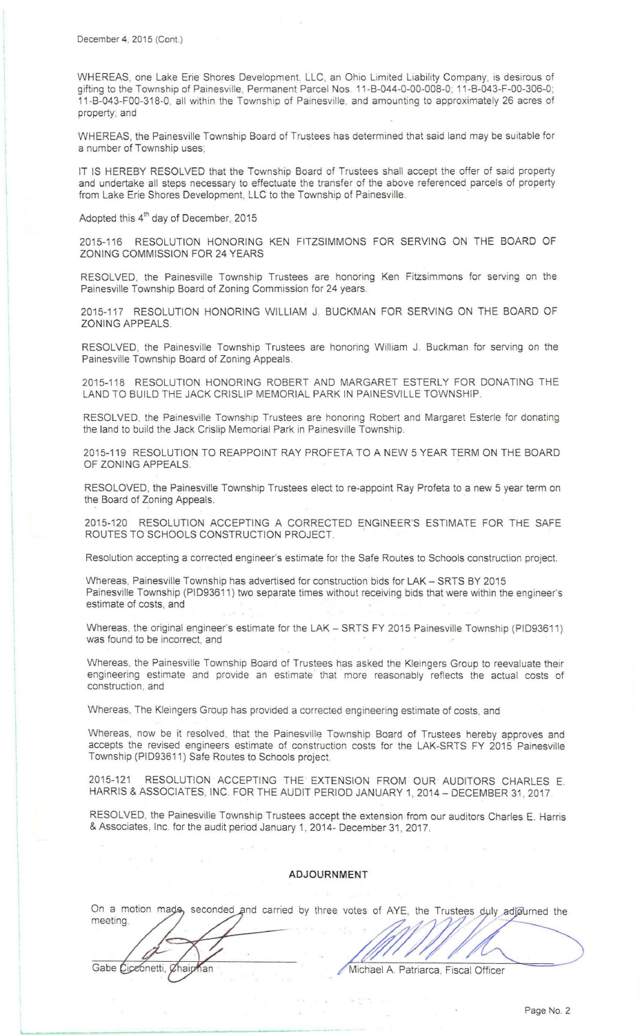December 4, 2015 (Cont.)

WHEREAS, one Lake Erie Shores Development, LLC, an Ohio Limited Liability Company, is desirous of gifting to the Township of Painesville, Permanent Parcel Nos. 11-B-044-0-00-008-0; 11-B-043-F-00-306-0; 11-B-043-F00-318-0, all within the Township of Painesville, and amounting to approximately 26 acres of property; and

WHEREAS, the Painesville Township Board of Trustees has determined that said land may be suitable for a number of Township uses;

IT IS HEREBY RESOLVED that the Township Board of Trustees shall accept the offer of said property and undertake all steps necessary to effectuate the transfer of the above referenced parcels of property from Lake Erie Shores Development, LLC to the Township of Painesville.

Adopted this 4th day of December, 2015

2015-116 RESOLUTION HONORING KEN FITZSIMMONS FOR SERVING ON THE BOARD OF ZONING COMMISSION FOR 24 YEARS

RESOLVED, the Painesville Township Trustees are honoring Ken Fitzsimmons for serving on the Painesville Township Board of Zoning Commission for 24 years.

2015-117 RESOLUTION HONORING WILLIAM J. BUCKMAN FOR SERVING ON THE BOARD OF ZONING APPEALS.

RESOLVED, the Painesville Township Trustees are honoring William J. Buckman for serving on the Painesville Township Board of Zoning Appeals.

2015-118 RESOLUTION HONORING ROBERT AND MARGARET ESTERLY FOR DONATING THE LAND TO BUILD THE JACK CRISLIP MEMORIAL PARK IN PAINESVILLE TOWNSHIP.

RESOLVED, the Painesville Township Trustees are honoring Robert and Margaret Esterle for donating the land to build the Jack Crislip Memorial Park in Painesville Township.

2015-119 RESOLUTION TO REAPPOINT RAY PROFETA TO A NEW 5 YEAR TERM ON THE BOARD OF ZONING APPEALS.

RESOLOVED, the Painesville Township Trustees elect to re-appoint Ray Profeta to a new 5 year term on the Board of Zoning Appeals.

2015-120 RESOLUTION ACCEPTING A CORRECTED ENGINEER'S ESTIMATE FOR THE SAFE ROUTES TO SCHOOLS CONSTRUCTION PROJECT.

Resolution accepting a corrected engineer's estimate for the Safe Routes to Schools construction project.

Whereas, Painesville Township has advertised for construction bids for LAK – SRTS BY 2015 Painesville Township (PID93611) two separate times without receiving bids that were within the engineer's estimate of costs, and

Whereas, the original engineer's estimate for the LAK – SRTS FY 2015 Painesville Township (PID93611) was found to be incorrect, and

Whereas, the Painesville Township Board of Trustees has asked the Kleingers Group to reevaluate their engineering estimate and provide an estimate that more reasonably reflects the actual costs of construction, and

Whereas, The Kleingers Group has provided a corrected engineering estimate of costs, and

Whereas, now be it resolved, that the Painesville Township Board of Trustees hereby approves and accepts the revised engineers estimate of construction costs for the LAK-SRTS FY 2015 Painesville Township (PID93611) Safe Routes to Schools project.

2015-121 RESOLUTION ACCEPTING THE EXTENSION FROM OUR AUDITORS CHARLES E. HARRIS & ASSOCIATES, INC. FOR THE AUDIT PERIOD JANUARY 1, 2014 – DECEMBER 31, 2017.

RESOLVED, the Painesville Township Trustees accept the extension from our auditors Charles E. Harris & Associates, Inc. for the audit period January 1, 2014- December 31, 2017.

## ADJOURNMENT

On a motion made, seconded and carried by three votes of AYE, the Trustees duly adjourned the meeting.

Gabe Cicconetti, Chairman

Michael A. Patriarca, Fiscal Officer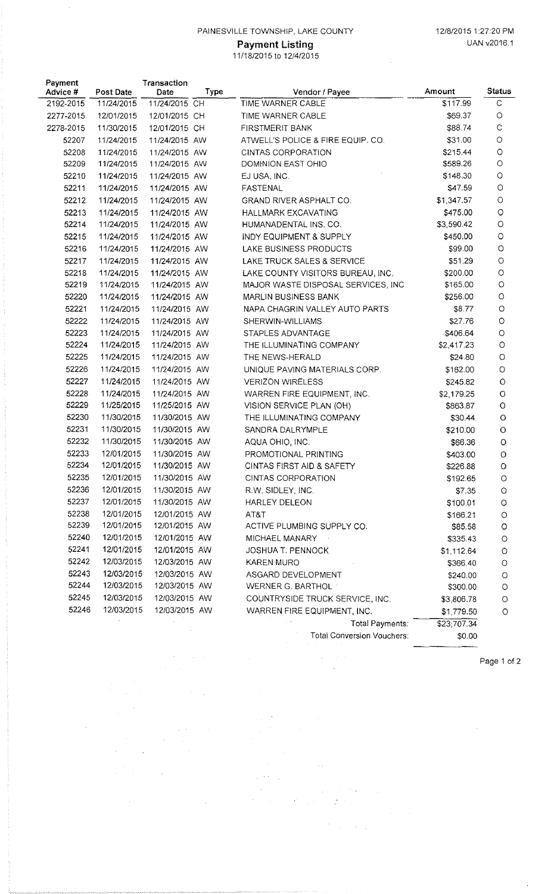PAINESVILLE TOWNSHIP, LAKE COUNTY

12/8/2015 1:27:20 PM
UAN v2016.1

# Payment Listing

11/18/2015 to 12/4/2015

| Payment Advice # | Post Date | Transaction Date | Type | Vendor / Payee | Amount | Status |
|---|---|---|---|---|---|---|
| 2192-2015 | 11/24/2015 | 11/24/2015 | CH | TIME WARNER CABLE | $117.99 | C |
| 2277-2015 | 12/01/2015 | 12/01/2015 | CH | TIME WARNER CABLE | $69.37 | O |
| 2278-2015 | 11/30/2015 | 12/01/2015 | CH | FIRSTMERIT BANK | $88.74 | C |
| 52207 | 11/24/2015 | 11/24/2015 | AW | ATWELL'S POLICE & FIRE EQUIP. CO. | $31.00 | O |
| 52208 | 11/24/2015 | 11/24/2015 | AW | CINTAS CORPORATION | $215.44 | O |
| 52209 | 11/24/2015 | 11/24/2015 | AW | DOMINION EAST OHIO | $589.26 | O |
| 52210 | 11/24/2015 | 11/24/2015 | AW | EJ USA, INC. | $148.30 | O |
| 52211 | 11/24/2015 | 11/24/2015 | AW | FASTENAL | $47.59 | O |
| 52212 | 11/24/2015 | 11/24/2015 | AW | GRAND RIVER ASPHALT CO. | $1,347.57 | O |
| 52213 | 11/24/2015 | 11/24/2015 | AW | HALLMARK EXCAVATING | $475.00 | O |
| 52214 | 11/24/2015 | 11/24/2015 | AW | HUMANADENTAL INS. CO. | $3,590.42 | O |
| 52215 | 11/24/2015 | 11/24/2015 | AW | INDY EQUIPMENT & SUPPLY | $450.00 | O |
| 52216 | 11/24/2015 | 11/24/2015 | AW | LAKE BUSINESS PRODUCTS | $99.00 | O |
| 52217 | 11/24/2015 | 11/24/2015 | AW | LAKE TRUCK SALES & SERVICE | $51.29 | O |
| 52218 | 11/24/2015 | 11/24/2015 | AW | LAKE COUNTY VISITORS BUREAU, INC. | $200.00 | O |
| 52219 | 11/24/2015 | 11/24/2015 | AW | MAJOR WASTE DISPOSAL SERVICES, INC | $165.00 | O |
| 52220 | 11/24/2015 | 11/24/2015 | AW | MARLIN BUSINESS BANK | $256.00 | O |
| 52221 | 11/24/2015 | 11/24/2015 | AW | NAPA CHAGRIN VALLEY AUTO PARTS | $8.77 | O |
| 52222 | 11/24/2015 | 11/24/2015 | AW | SHERWIN-WILLIAMS | $27.76 | O |
| 52223 | 11/24/2015 | 11/24/2015 | AW | STAPLES ADVANTAGE | $406.64 | O |
| 52224 | 11/24/2015 | 11/24/2015 | AW | THE ILLUMINATING COMPANY | $2,417.23 | O |
| 52225 | 11/24/2015 | 11/24/2015 | AW | THE NEWS-HERALD | $24.80 | O |
| 52226 | 11/24/2015 | 11/24/2015 | AW | UNIQUE PAVING MATERIALS CORP. | $162.00 | O |
| 52227 | 11/24/2015 | 11/24/2015 | AW | VERIZON WIRELESS | $245.82 | O |
| 52228 | 11/24/2015 | 11/24/2015 | AW | WARREN FIRE EQUIPMENT, INC. | $2,179.25 | O |
| 52229 | 11/25/2015 | 11/25/2015 | AW | VISION SERVICE PLAN (OH) | $863.87 | O |
| 52230 | 11/30/2015 | 11/30/2015 | AW | THE ILLUMINATING COMPANY | $30.44 | O |
| 52231 | 11/30/2015 | 11/30/2015 | AW | SANDRA DALRYMPLE | $210.00 | O |
| 52232 | 11/30/2015 | 11/30/2015 | AW | AQUA OHIO, INC. | $66.36 | O |
| 52233 | 12/01/2015 | 11/30/2015 | AW | PROMOTIONAL PRINTING | $403.00 | O |
| 52234 | 12/01/2015 | 11/30/2015 | AW | CINTAS FIRST AID & SAFETY | $226.88 | O |
| 52235 | 12/01/2015 | 11/30/2015 | AW | CINTAS CORPORATION | $192.65 | O |
| 52236 | 12/01/2015 | 11/30/2015 | AW | R.W. SIDLEY, INC. | $7.35 | O |
| 52237 | 12/01/2015 | 11/30/2015 | AW | HARLEY DELEON | $100.01 | O |
| 52238 | 12/01/2015 | 12/01/2015 | AW | AT&T | $166.21 | O |
| 52239 | 12/01/2015 | 12/01/2015 | AW | ACTIVE PLUMBING SUPPLY CO. | $85.58 | O |
| 52240 | 12/01/2015 | 12/01/2015 | AW | MICHAEL MANARY | $335.43 | O |
| 52241 | 12/01/2015 | 12/01/2015 | AW | JOSHUA T. PENNOCK | $1,112.64 | O |
| 52242 | 12/03/2015 | 12/03/2015 | AW | KAREN MURO | $366.40 | O |
| 52243 | 12/03/2015 | 12/03/2015 | AW | ASGARD DEVELOPMENT | $240.00 | O |
| 52244 | 12/03/2015 | 12/03/2015 | AW | WERNER G. BARTHOL | $300.00 | O |
| 52245 | 12/03/2015 | 12/03/2015 | AW | COUNTRYSIDE TRUCK SERVICE, INC. | $3,806.78 | O |
| 52246 | 12/03/2015 | 12/03/2015 | AW | WARREN FIRE EQUIPMENT, INC. | $1,779.50 | O |
| | | | | Total Payments: | $23,707.34 | |
| | | | | Total Conversion Vouchers: | $0.00 | |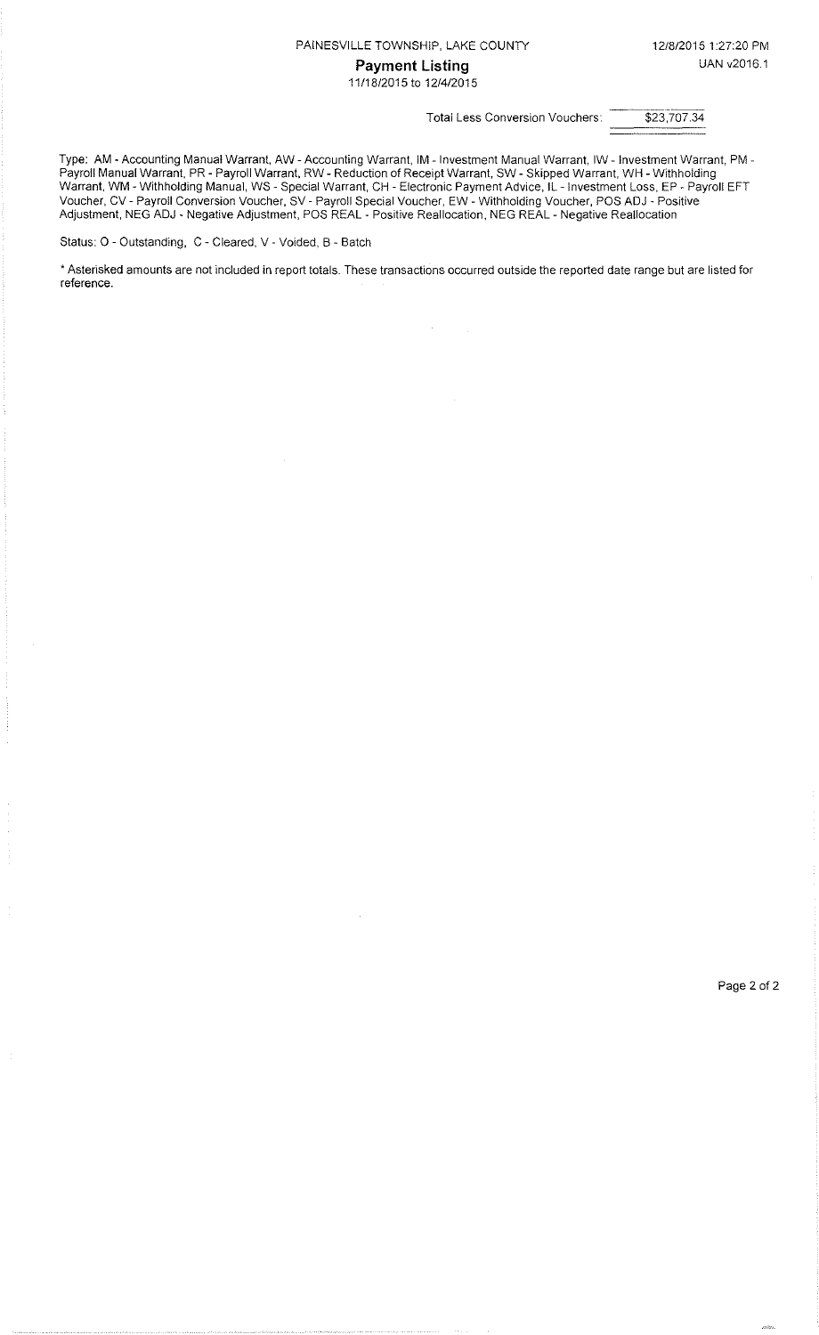Total Less Conversion Vouchers: $23,707.34

Type: AM - Accounting Manual Warrant, AW - Accounting Warrant, IM - Investment Manual Warrant, IW - Investment Warrant, PM - Payroll Manual Warrant, PR - Payroll Warrant, RW - Reduction of Receipt Warrant, SW - Skipped Warrant, WH - Withholding Warrant, WM - Withholding Manual, WS - Special Warrant, CH - Electronic Payment Advice, IL - Investment Loss, EP - Payroll EFT Voucher, CV - Payroll Conversion Voucher, SV - Payroll Special Voucher, EW - Withholding Voucher, POS ADJ - Positive Adjustment, NEG ADJ - Negative Adjustment, POS REAL - Positive Reallocation, NEG REAL - Negative Reallocation

Status: O - Outstanding, C - Cleared, V - Voided, B - Batch

* Asterisked amounts are not included in report totals. These transactions occurred outside the reported date range but are listed for reference.